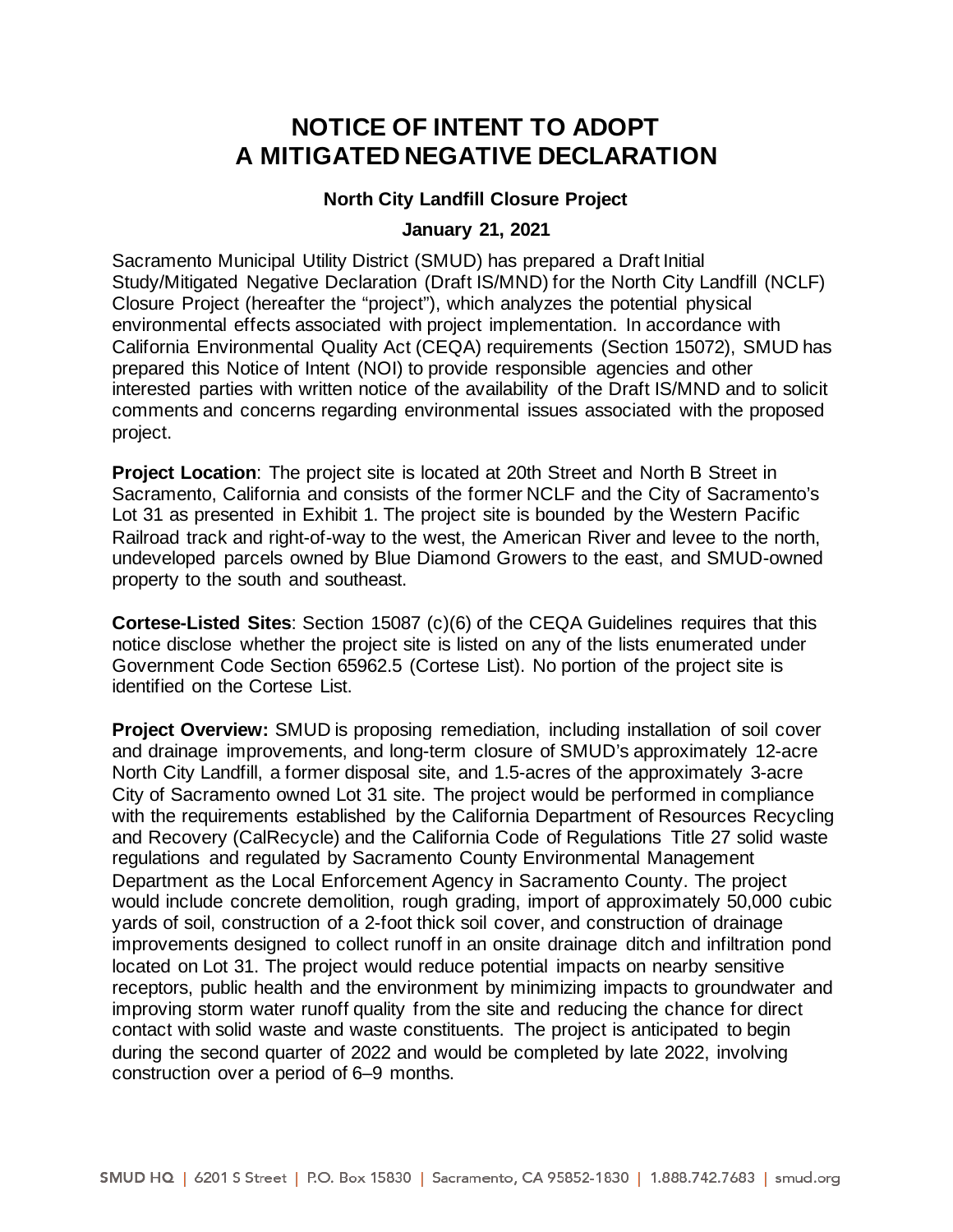# NOTICE OF INTENT TO ADOPT A MITIGATED NEGATIVE DECLARATION

**North City Landfill Closure Project**

**January 21, 2021**

Sacramento Municipal Utility District (SMUD) has prepared a Draft Initial Study/Mitigated Negative Declaration (Draft IS/MND) for the North City Landfill (NCLF) Closure Project (hereafter the "project"), which analyzes the potential physical environmental effects associated with project implementation. In accordance with California Environmental Quality Act (CEQA) requirements (Section 15072), SMUD has prepared this Notice of Intent (NOI) to provide responsible agencies and other interested parties with written notice of the availability of the Draft IS/MND and to solicit comments and concerns regarding environmental issues associated with the proposed project.

**Project Location**: The project site is located at 20th Street and North B Street in Sacramento, California and consists of the former NCLF and the City of Sacramento's Lot 31 as presented in Exhibit 1. The project site is bounded by the Western Pacific Railroad track and right-of-way to the west, the American River and levee to the north, undeveloped parcels owned by Blue Diamond Growers to the east, and SMUD-owned property to the south and southeast.

**Cortese-Listed Sites**: Section 15087 (c)(6) of the CEQA Guidelines requires that this notice disclose whether the project site is listed on any of the lists enumerated under Government Code Section 65962.5 (Cortese List). No portion of the project site is identified on the Cortese List.

**Project Overview:** SMUD is proposing remediation, including installation of soil cover and drainage improvements, and long-term closure of SMUD's approximately 12-acre North City Landfill, a former disposal site, and 1.5-acres of the approximately 3-acre City of Sacramento owned Lot 31 site. The project would be performed in compliance with the requirements established by the California Department of Resources Recycling and Recovery (CalRecycle) and the California Code of Regulations Title 27 solid waste regulations and regulated by Sacramento County Environmental Management Department as the Local Enforcement Agency in Sacramento County. The project would include concrete demolition, rough grading, import of approximately 50,000 cubic yards of soil, construction of a 2-foot thick soil cover, and construction of drainage improvements designed to collect runoff in an onsite drainage ditch and infiltration pond located on Lot 31. The project would reduce potential impacts on nearby sensitive receptors, public health and the environment by minimizing impacts to groundwater and improving storm water runoff quality from the site and reducing the chance for direct contact with solid waste and waste constituents. The project is anticipated to begin during the second quarter of 2022 and would be completed by late 2022, involving construction over a period of 6–9 months.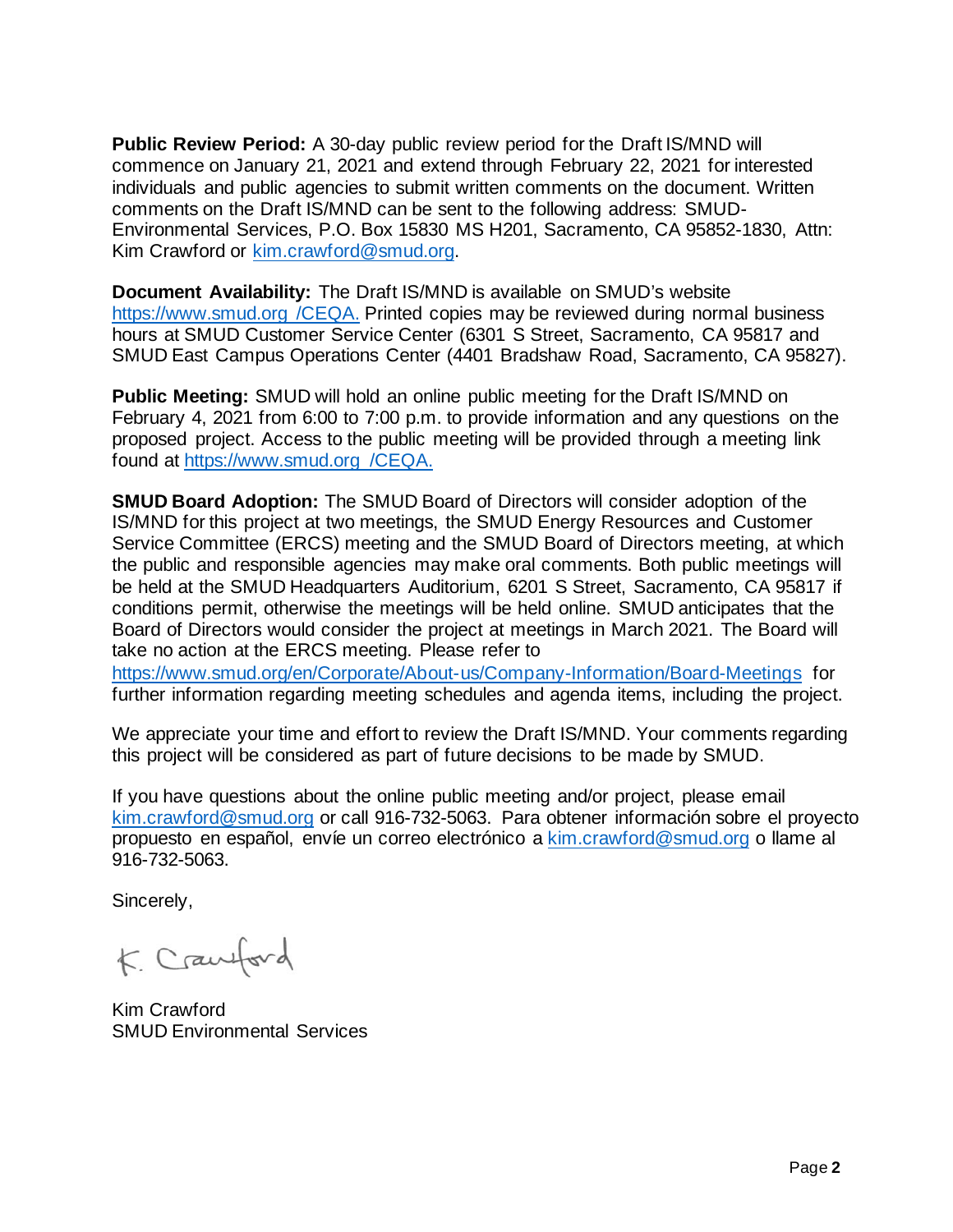**Public Review Period:** A 30-day public review period for the Draft IS/MND will commence on January 21, 2021 and extend through February 22, 2021 for interested individuals and public agencies to submit written comments on the document. Written comments on the Draft IS/MND can be sent to the following address: SMUD-Environmental Services, P.O. Box 15830 MS H201, Sacramento, CA 95852-1830, Attn: Kim Crawford or kim.crawford@smud.org.

**Document Availability:** The Draft IS/MND is available on SMUD's website https://www.smud.org /CEQA. Printed copies may be reviewed during normal business hours at SMUD Customer Service Center (6301 S Street, Sacramento, CA 95817 and SMUD East Campus Operations Center (4401 Bradshaw Road, Sacramento, CA 95827).

**Public Meeting:** SMUD will hold an online public meeting for the Draft IS/MND on February 4, 2021 from 6:00 to 7:00 p.m. to provide information and any questions on the proposed project. Access to the public meeting will be provided through a meeting link found at https://www.smud.org /CEQA.

**SMUD Board Adoption:** The SMUD Board of Directors will consider adoption of the IS/MND for this project at two meetings, the SMUD Energy Resources and Customer Service Committee (ERCS) meeting and the SMUD Board of Directors meeting, at which the public and responsible agencies may make oral comments. Both public meetings will be held at the SMUD Headquarters Auditorium, 6201 S Street, Sacramento, CA 95817 if conditions permit, otherwise the meetings will be held online. SMUD anticipates that the Board of Directors would consider the project at meetings in March 2021. The Board will take no action at the ERCS meeting. Please refer to https://www.smud.org/en/Corporate/About-us/Company-Information/Board-Meetings for further information regarding meeting schedules and agenda items, including the project.

We appreciate your time and effort to review the Draft IS/MND. Your comments regarding this project will be considered as part of future decisions to be made by SMUD.

If you have questions about the online public meeting and/or project, please email kim.crawford@smud.org or call 916-732-5063. Para obtener información sobre el proyecto propuesto en español, envíe un correo electrónico a kim.crawford@smud.org o llame al 916-732-5063.

Sincerely,

K. Crawford

Kim Crawford
SMUD Environmental Services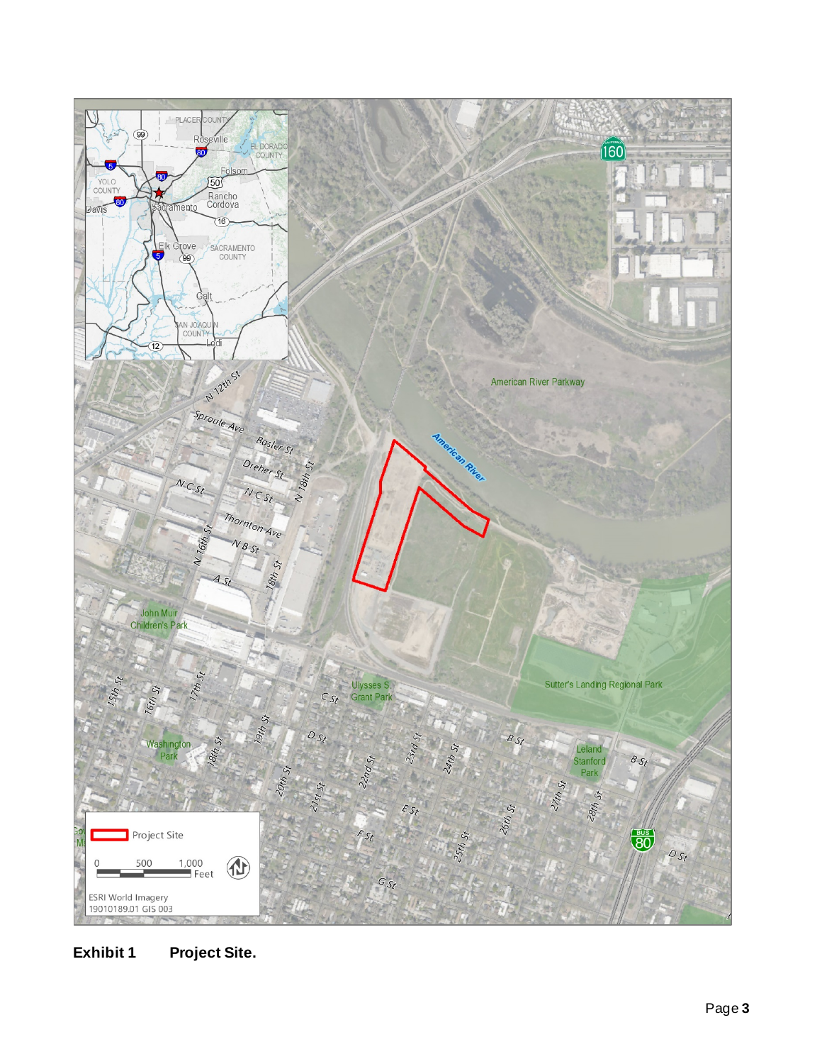**Exhibit 1	Project Site.**